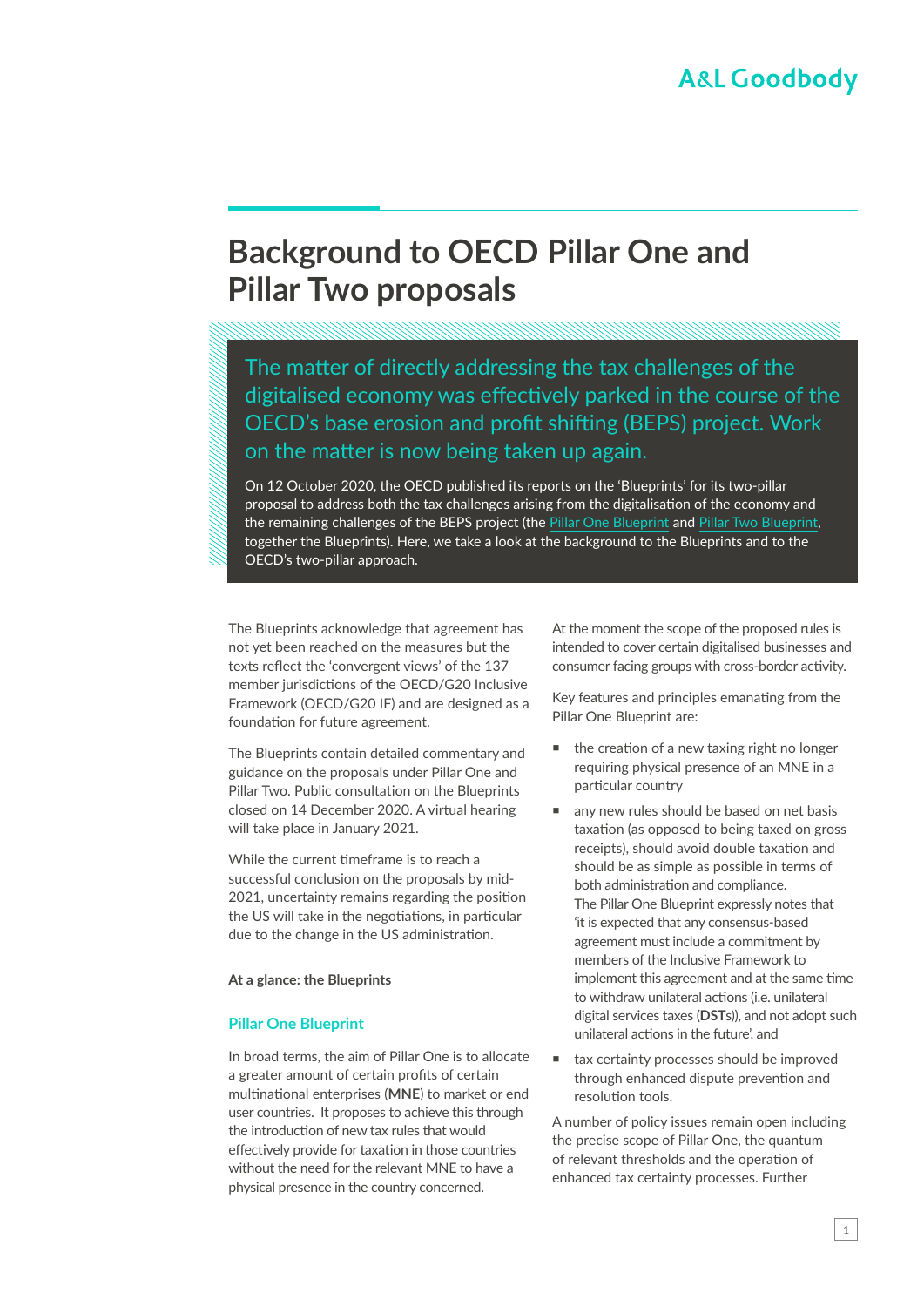# Background to OECD Pillar One and Pillar Two proposals

The matter of directly addressing the tax challenges of the digitalised economy was effectively parked in the course of the OECD's base erosion and profit shifting (BEPS) project. Work on the matter is now being taken up again.

On 12 October 2020, the OECD published its reports on the 'Blueprints' for its two-pillar proposal to address both the tax challenges arising from the digitalisation of the economy and the remaining challenges of the BEPS project (the Pillar One Blueprint and Pillar Two Blueprint, together the Blueprints). Here, we take a look at the background to the Blueprints and to the OECD's two-pillar approach.

The Blueprints acknowledge that agreement has not yet been reached on the measures but the texts reflect the 'convergent views' of the 137 member jurisdictions of the OECD/G20 Inclusive Framework (OECD/G20 IF) and are designed as a foundation for future agreement.

The Blueprints contain detailed commentary and guidance on the proposals under Pillar One and Pillar Two. Public consultation on the Blueprints closed on 14 December 2020. A virtual hearing will take place in January 2021.

While the current timeframe is to reach a successful conclusion on the proposals by mid-2021, uncertainty remains regarding the position the US will take in the negotiations, in particular due to the change in the US administration.

**At a glance: the Blueprints**

### Pillar One Blueprint

In broad terms, the aim of Pillar One is to allocate a greater amount of certain profits of certain multinational enterprises (**MNE**) to market or end user countries. It proposes to achieve this through the introduction of new tax rules that would effectively provide for taxation in those countries without the need for the relevant MNE to have a physical presence in the country concerned.

At the moment the scope of the proposed rules is intended to cover certain digitalised businesses and consumer facing groups with cross-border activity.

Key features and principles emanating from the Pillar One Blueprint are:

- the creation of a new taxing right no longer requiring physical presence of an MNE in a particular country
- any new rules should be based on net basis taxation (as opposed to being taxed on gross receipts), should avoid double taxation and should be as simple as possible in terms of both administration and compliance.
  The Pillar One Blueprint expressly notes that 'it is expected that any consensus-based agreement must include a commitment by members of the Inclusive Framework to implement this agreement and at the same time to withdraw unilateral actions (i.e. unilateral digital services taxes (**DST**s)), and not adopt such unilateral actions in the future', and
- tax certainty processes should be improved through enhanced dispute prevention and resolution tools.

A number of policy issues remain open including the precise scope of Pillar One, the quantum of relevant thresholds and the operation of enhanced tax certainty processes. Further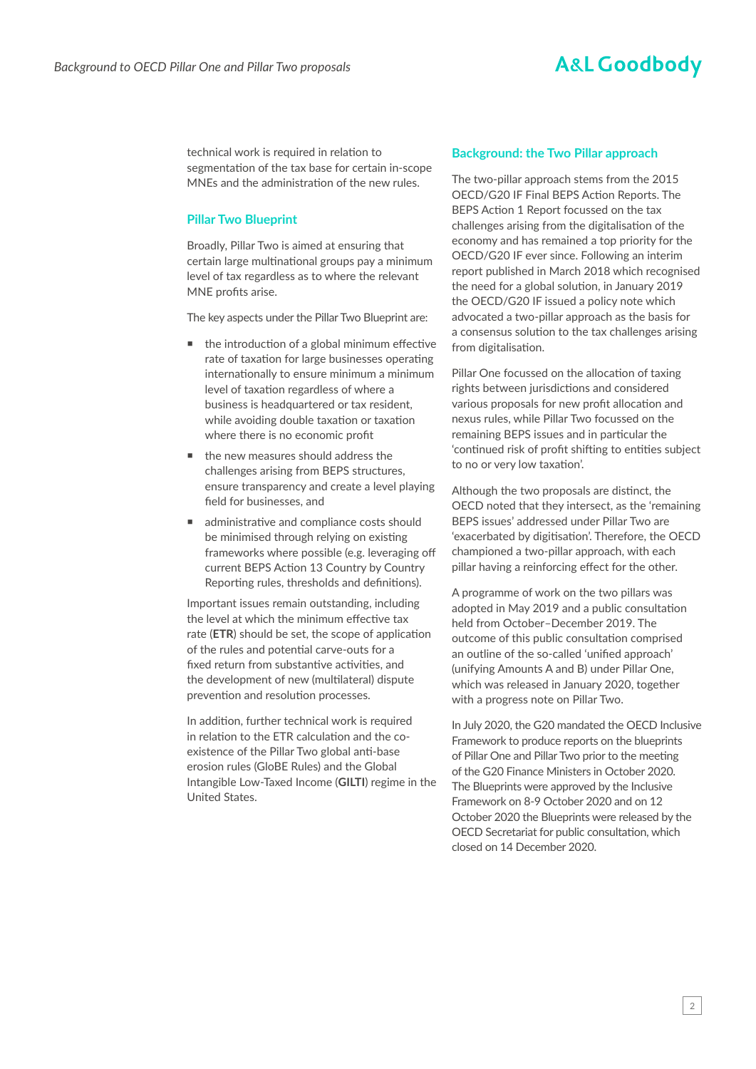technical work is required in relation to segmentation of the tax base for certain in-scope MNEs and the administration of the new rules.

## Pillar Two Blueprint

Broadly, Pillar Two is aimed at ensuring that certain large multinational groups pay a minimum level of tax regardless as to where the relevant MNE profits arise.

The key aspects under the Pillar Two Blueprint are:

- the introduction of a global minimum effective rate of taxation for large businesses operating internationally to ensure minimum a minimum level of taxation regardless of where a business is headquartered or tax resident, while avoiding double taxation or taxation where there is no economic profit
- the new measures should address the challenges arising from BEPS structures, ensure transparency and create a level playing field for businesses, and
- administrative and compliance costs should be minimised through relying on existing frameworks where possible (e.g. leveraging off current BEPS Action 13 Country by Country Reporting rules, thresholds and definitions).

Important issues remain outstanding, including the level at which the minimum effective tax rate (**ETR**) should be set, the scope of application of the rules and potential carve-outs for a fixed return from substantive activities, and the development of new (multilateral) dispute prevention and resolution processes.

In addition, further technical work is required in relation to the ETR calculation and the co-existence of the Pillar Two global anti-base erosion rules (GloBE Rules) and the Global Intangible Low-Taxed Income (**GILTI**) regime in the United States.

## Background: the Two Pillar approach

The two-pillar approach stems from the 2015 OECD/G20 IF Final BEPS Action Reports. The BEPS Action 1 Report focussed on the tax challenges arising from the digitalisation of the economy and has remained a top priority for the OECD/G20 IF ever since. Following an interim report published in March 2018 which recognised the need for a global solution, in January 2019 the OECD/G20 IF issued a policy note which advocated a two-pillar approach as the basis for a consensus solution to the tax challenges arising from digitalisation.

Pillar One focussed on the allocation of taxing rights between jurisdictions and considered various proposals for new profit allocation and nexus rules, while Pillar Two focussed on the remaining BEPS issues and in particular the 'continued risk of profit shifting to entities subject to no or very low taxation'.

Although the two proposals are distinct, the OECD noted that they intersect, as the 'remaining BEPS issues' addressed under Pillar Two are 'exacerbated by digitisation'. Therefore, the OECD championed a two-pillar approach, with each pillar having a reinforcing effect for the other.

A programme of work on the two pillars was adopted in May 2019 and a public consultation held from October–December 2019. The outcome of this public consultation comprised an outline of the so-called 'unified approach' (unifying Amounts A and B) under Pillar One, which was released in January 2020, together with a progress note on Pillar Two.

In July 2020, the G20 mandated the OECD Inclusive Framework to produce reports on the blueprints of Pillar One and Pillar Two prior to the meeting of the G20 Finance Ministers in October 2020. The Blueprints were approved by the Inclusive Framework on 8-9 October 2020 and on 12 October 2020 the Blueprints were released by the OECD Secretariat for public consultation, which closed on 14 December 2020.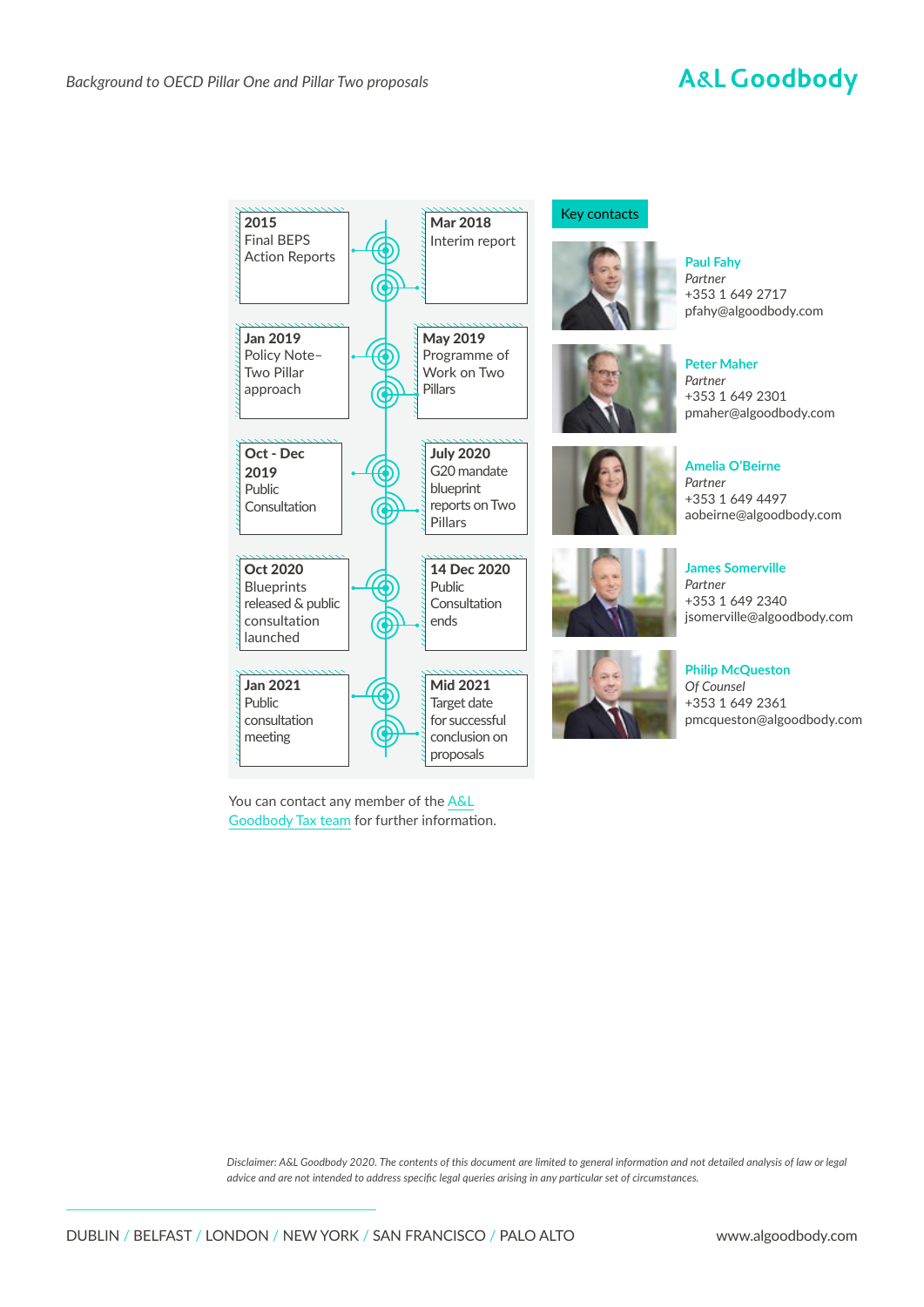**2015**
Final BEPS Action Reports

**Mar 2018**
Interim report

**Jan 2019**
Policy Note– Two Pillar approach

**May 2019**
Programme of Work on Two Pillars

**Oct - Dec 2019**
Public Consultation

**July 2020**
G20 mandate blueprint reports on Two Pillars

**Oct 2020**
Blueprints released & public consultation launched

**14 Dec 2020**
Public Consultation ends

**Jan 2021**
Public consultation meeting

**Mid 2021**
Target date for successful conclusion on proposals

You can contact any member of the A&L Goodbody Tax team for further information.

## Key contacts

**Paul Fahy**
*Partner*
+353 1 649 2717
pfahy@algoodbody.com

**Peter Maher**
*Partner*
+353 1 649 2301
pmaher@algoodbody.com

**Amelia O'Beirne**
*Partner*
+353 1 649 4497
aobeirne@algoodbody.com

**James Somerville**
*Partner*
+353 1 649 2340
jsomerville@algoodbody.com

**Philip McQueston**
*Of Counsel*
+353 1 649 2361
pmcqueston@algoodbody.com

*Disclaimer: A&L Goodbody 2020. The contents of this document are limited to general information and not detailed analysis of law or legal advice and are not intended to address specific legal queries arising in any particular set of circumstances.*

DUBLIN / BELFAST / LONDON / NEW YORK / SAN FRANCISCO / PALO ALTO

www.algoodbody.com